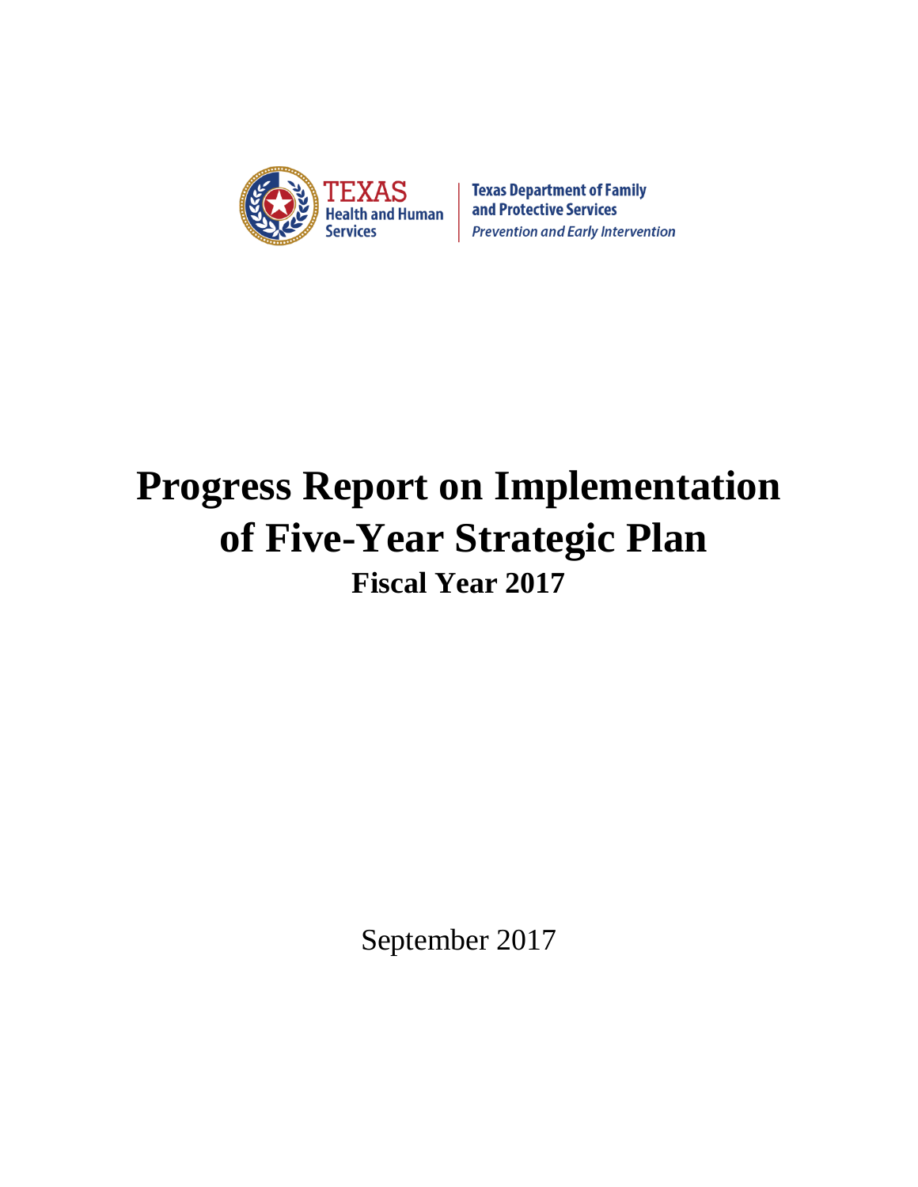TEXAS Health and Human Services

Texas Department of Family and Protective Services

*Prevention and Early Intervention*

# Progress Report on Implementation of Five-Year Strategic Plan

## Fiscal Year 2017

September 2017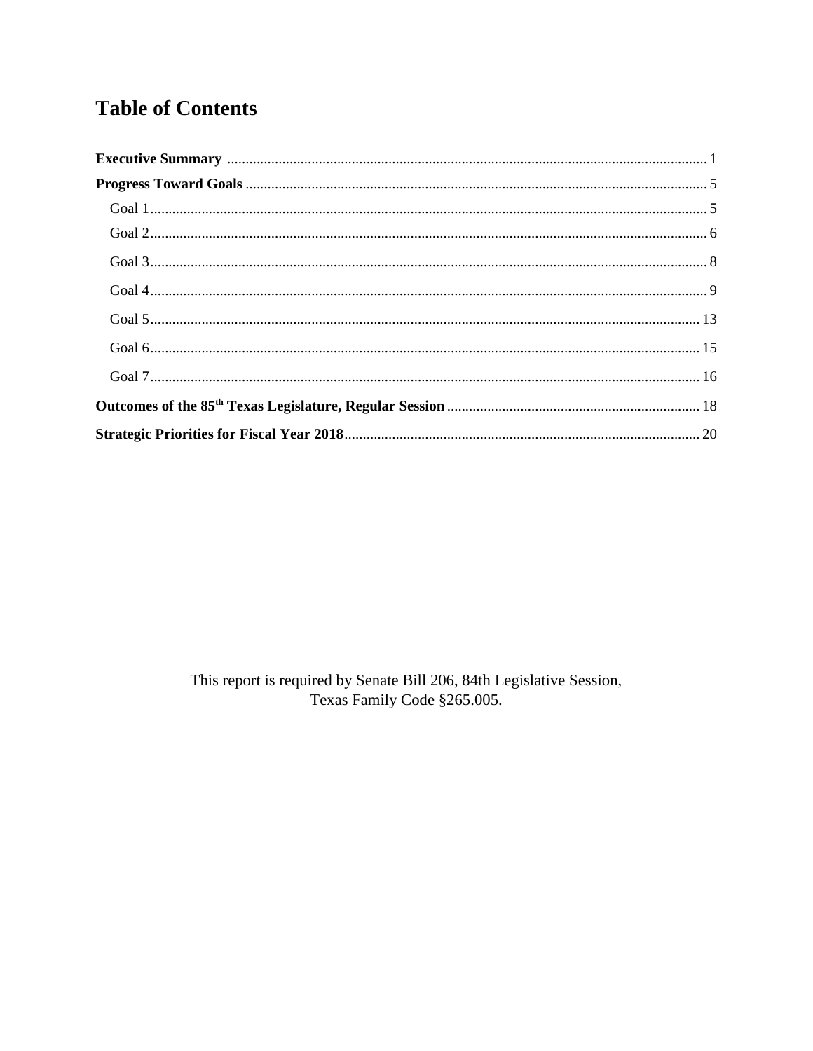# Table of Contents

**Executive Summary** ........ 1

**Progress Toward Goals** ........ 5

- Goal 1 ........ 5
- Goal 2 ........ 6
- Goal 3 ........ 8
- Goal 4 ........ 9
- Goal 5 ........ 13
- Goal 6 ........ 15
- Goal 7 ........ 16

**Outcomes of the 85th Texas Legislature, Regular Session** ........ 18

**Strategic Priorities for Fiscal Year 2018** ........ 20

This report is required by Senate Bill 206, 84th Legislative Session, Texas Family Code §265.005.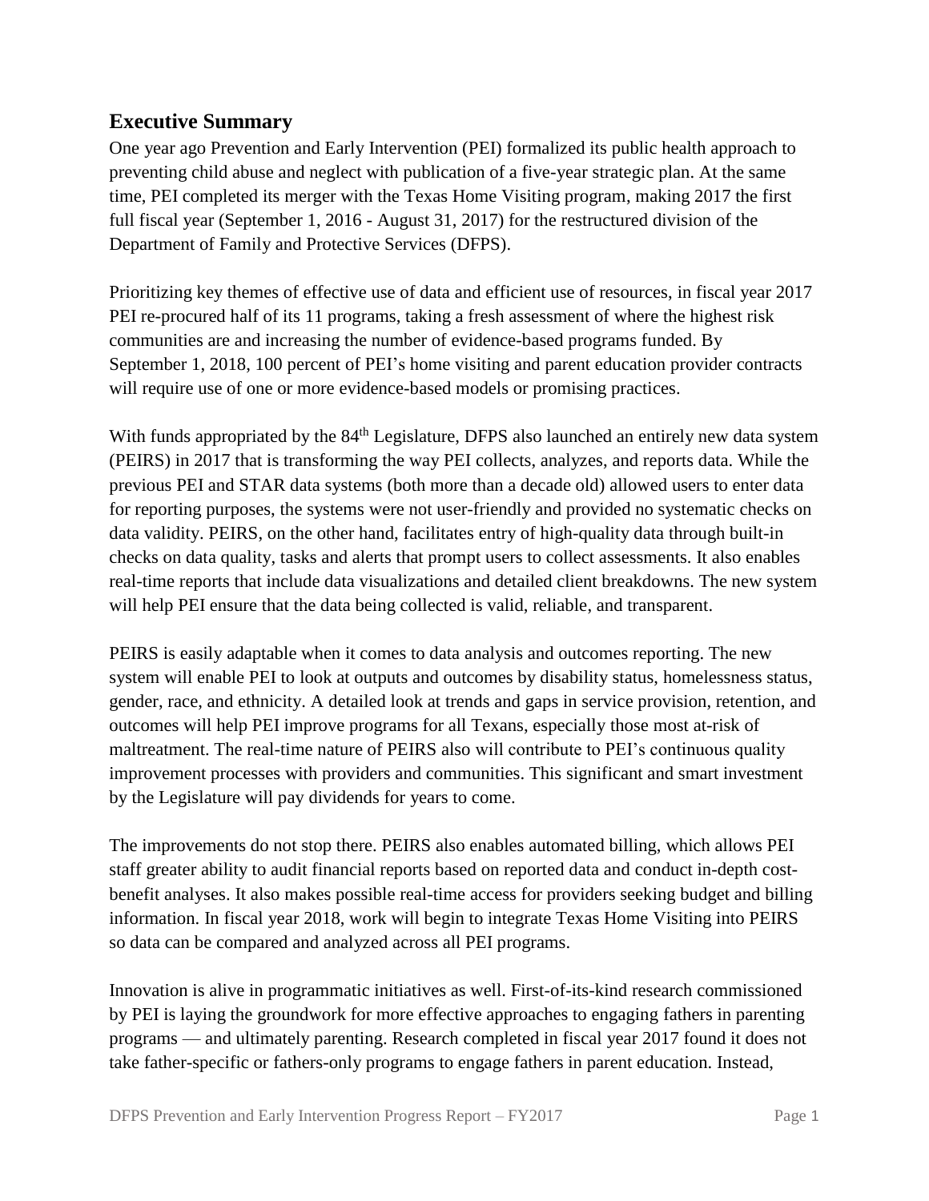## Executive Summary

One year ago Prevention and Early Intervention (PEI) formalized its public health approach to preventing child abuse and neglect with publication of a five-year strategic plan. At the same time, PEI completed its merger with the Texas Home Visiting program, making 2017 the first full fiscal year (September 1, 2016 - August 31, 2017) for the restructured division of the Department of Family and Protective Services (DFPS).

Prioritizing key themes of effective use of data and efficient use of resources, in fiscal year 2017 PEI re-procured half of its 11 programs, taking a fresh assessment of where the highest risk communities are and increasing the number of evidence-based programs funded. By September 1, 2018, 100 percent of PEI's home visiting and parent education provider contracts will require use of one or more evidence-based models or promising practices.

With funds appropriated by the 84th Legislature, DFPS also launched an entirely new data system (PEIRS) in 2017 that is transforming the way PEI collects, analyzes, and reports data. While the previous PEI and STAR data systems (both more than a decade old) allowed users to enter data for reporting purposes, the systems were not user-friendly and provided no systematic checks on data validity. PEIRS, on the other hand, facilitates entry of high-quality data through built-in checks on data quality, tasks and alerts that prompt users to collect assessments. It also enables real-time reports that include data visualizations and detailed client breakdowns. The new system will help PEI ensure that the data being collected is valid, reliable, and transparent.

PEIRS is easily adaptable when it comes to data analysis and outcomes reporting. The new system will enable PEI to look at outputs and outcomes by disability status, homelessness status, gender, race, and ethnicity. A detailed look at trends and gaps in service provision, retention, and outcomes will help PEI improve programs for all Texans, especially those most at-risk of maltreatment. The real-time nature of PEIRS also will contribute to PEI's continuous quality improvement processes with providers and communities. This significant and smart investment by the Legislature will pay dividends for years to come.

The improvements do not stop there. PEIRS also enables automated billing, which allows PEI staff greater ability to audit financial reports based on reported data and conduct in-depth cost-benefit analyses. It also makes possible real-time access for providers seeking budget and billing information. In fiscal year 2018, work will begin to integrate Texas Home Visiting into PEIRS so data can be compared and analyzed across all PEI programs.

Innovation is alive in programmatic initiatives as well. First-of-its-kind research commissioned by PEI is laying the groundwork for more effective approaches to engaging fathers in parenting programs — and ultimately parenting. Research completed in fiscal year 2017 found it does not take father-specific or fathers-only programs to engage fathers in parent education. Instead,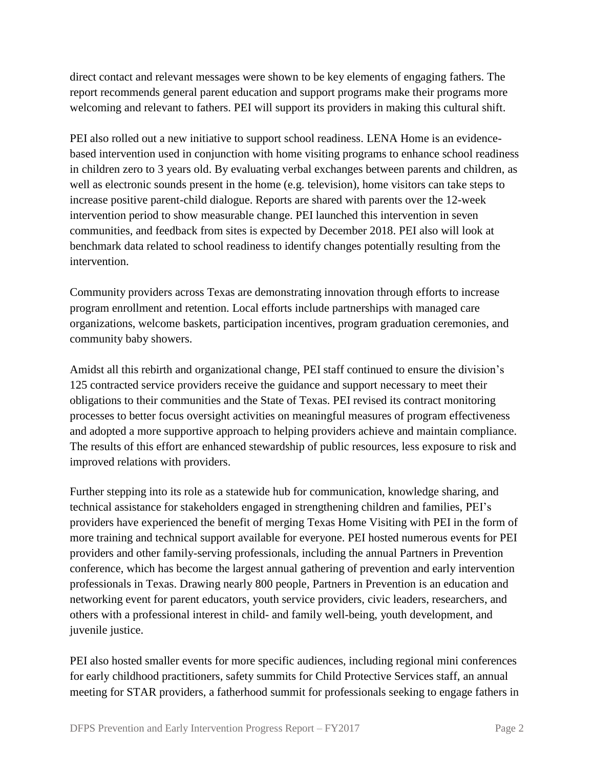direct contact and relevant messages were shown to be key elements of engaging fathers. The report recommends general parent education and support programs make their programs more welcoming and relevant to fathers. PEI will support its providers in making this cultural shift.

PEI also rolled out a new initiative to support school readiness. LENA Home is an evidence-based intervention used in conjunction with home visiting programs to enhance school readiness in children zero to 3 years old. By evaluating verbal exchanges between parents and children, as well as electronic sounds present in the home (e.g. television), home visitors can take steps to increase positive parent-child dialogue. Reports are shared with parents over the 12-week intervention period to show measurable change. PEI launched this intervention in seven communities, and feedback from sites is expected by December 2018. PEI also will look at benchmark data related to school readiness to identify changes potentially resulting from the intervention.

Community providers across Texas are demonstrating innovation through efforts to increase program enrollment and retention. Local efforts include partnerships with managed care organizations, welcome baskets, participation incentives, program graduation ceremonies, and community baby showers.

Amidst all this rebirth and organizational change, PEI staff continued to ensure the division's 125 contracted service providers receive the guidance and support necessary to meet their obligations to their communities and the State of Texas. PEI revised its contract monitoring processes to better focus oversight activities on meaningful measures of program effectiveness and adopted a more supportive approach to helping providers achieve and maintain compliance. The results of this effort are enhanced stewardship of public resources, less exposure to risk and improved relations with providers.

Further stepping into its role as a statewide hub for communication, knowledge sharing, and technical assistance for stakeholders engaged in strengthening children and families, PEI's providers have experienced the benefit of merging Texas Home Visiting with PEI in the form of more training and technical support available for everyone. PEI hosted numerous events for PEI providers and other family-serving professionals, including the annual Partners in Prevention conference, which has become the largest annual gathering of prevention and early intervention professionals in Texas. Drawing nearly 800 people, Partners in Prevention is an education and networking event for parent educators, youth service providers, civic leaders, researchers, and others with a professional interest in child- and family well-being, youth development, and juvenile justice.

PEI also hosted smaller events for more specific audiences, including regional mini conferences for early childhood practitioners, safety summits for Child Protective Services staff, an annual meeting for STAR providers, a fatherhood summit for professionals seeking to engage fathers in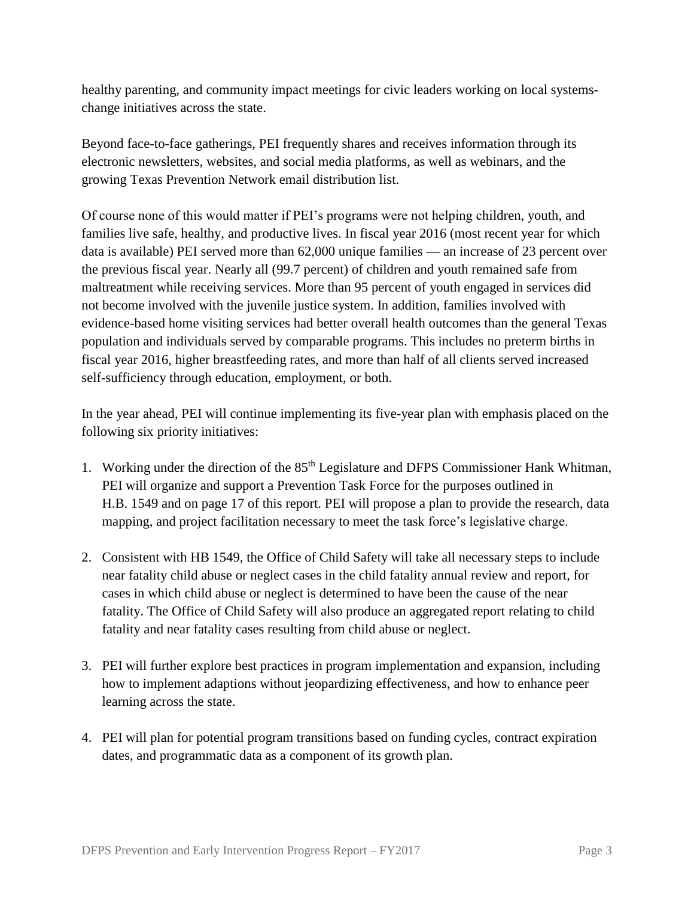healthy parenting, and community impact meetings for civic leaders working on local systems-change initiatives across the state.

Beyond face-to-face gatherings, PEI frequently shares and receives information through its electronic newsletters, websites, and social media platforms, as well as webinars, and the growing Texas Prevention Network email distribution list.

Of course none of this would matter if PEI's programs were not helping children, youth, and families live safe, healthy, and productive lives. In fiscal year 2016 (most recent year for which data is available) PEI served more than 62,000 unique families — an increase of 23 percent over the previous fiscal year. Nearly all (99.7 percent) of children and youth remained safe from maltreatment while receiving services. More than 95 percent of youth engaged in services did not become involved with the juvenile justice system. In addition, families involved with evidence-based home visiting services had better overall health outcomes than the general Texas population and individuals served by comparable programs. This includes no preterm births in fiscal year 2016, higher breastfeeding rates, and more than half of all clients served increased self-sufficiency through education, employment, or both.

In the year ahead, PEI will continue implementing its five-year plan with emphasis placed on the following six priority initiatives:

1. Working under the direction of the 85th Legislature and DFPS Commissioner Hank Whitman, PEI will organize and support a Prevention Task Force for the purposes outlined in H.B. 1549 and on page 17 of this report. PEI will propose a plan to provide the research, data mapping, and project facilitation necessary to meet the task force's legislative charge.

2. Consistent with HB 1549, the Office of Child Safety will take all necessary steps to include near fatality child abuse or neglect cases in the child fatality annual review and report, for cases in which child abuse or neglect is determined to have been the cause of the near fatality. The Office of Child Safety will also produce an aggregated report relating to child fatality and near fatality cases resulting from child abuse or neglect.

3. PEI will further explore best practices in program implementation and expansion, including how to implement adaptions without jeopardizing effectiveness, and how to enhance peer learning across the state.

4. PEI will plan for potential program transitions based on funding cycles, contract expiration dates, and programmatic data as a component of its growth plan.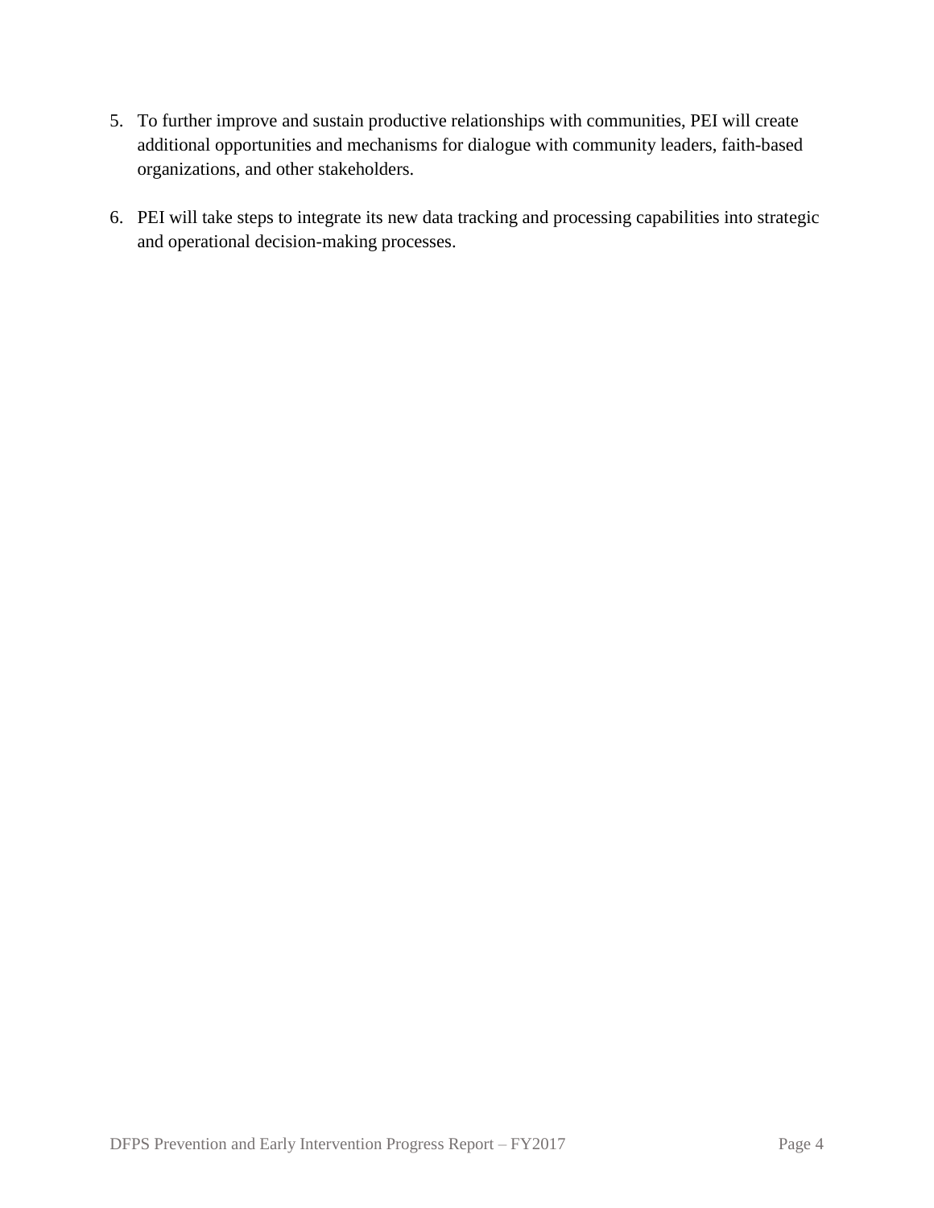5. To further improve and sustain productive relationships with communities, PEI will create additional opportunities and mechanisms for dialogue with community leaders, faith-based organizations, and other stakeholders.

6. PEI will take steps to integrate its new data tracking and processing capabilities into strategic and operational decision-making processes.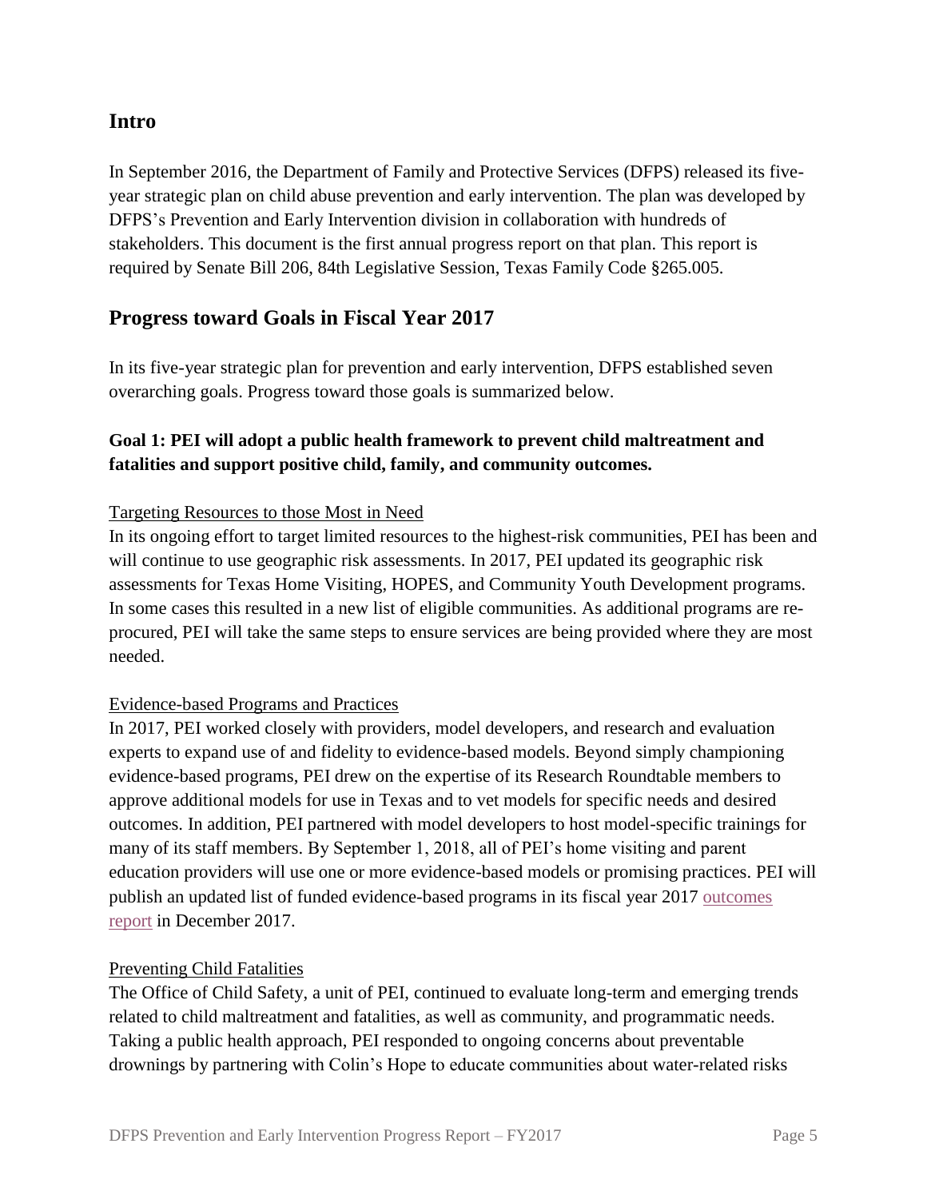## Intro

In September 2016, the Department of Family and Protective Services (DFPS) released its five-year strategic plan on child abuse prevention and early intervention. The plan was developed by DFPS's Prevention and Early Intervention division in collaboration with hundreds of stakeholders. This document is the first annual progress report on that plan. This report is required by Senate Bill 206, 84th Legislative Session, Texas Family Code §265.005.

## Progress toward Goals in Fiscal Year 2017

In its five-year strategic plan for prevention and early intervention, DFPS established seven overarching goals. Progress toward those goals is summarized below.

### Goal 1: PEI will adopt a public health framework to prevent child maltreatment and fatalities and support positive child, family, and community outcomes.

Targeting Resources to those Most in Need

In its ongoing effort to target limited resources to the highest-risk communities, PEI has been and will continue to use geographic risk assessments. In 2017, PEI updated its geographic risk assessments for Texas Home Visiting, HOPES, and Community Youth Development programs. In some cases this resulted in a new list of eligible communities. As additional programs are re-procured, PEI will take the same steps to ensure services are being provided where they are most needed.

Evidence-based Programs and Practices

In 2017, PEI worked closely with providers, model developers, and research and evaluation experts to expand use of and fidelity to evidence-based models. Beyond simply championing evidence-based programs, PEI drew on the expertise of its Research Roundtable members to approve additional models for use in Texas and to vet models for specific needs and desired outcomes. In addition, PEI partnered with model developers to host model-specific trainings for many of its staff members. By September 1, 2018, all of PEI's home visiting and parent education providers will use one or more evidence-based models or promising practices. PEI will publish an updated list of funded evidence-based programs in its fiscal year 2017 outcomes report in December 2017.

Preventing Child Fatalities

The Office of Child Safety, a unit of PEI, continued to evaluate long-term and emerging trends related to child maltreatment and fatalities, as well as community, and programmatic needs. Taking a public health approach, PEI responded to ongoing concerns about preventable drownings by partnering with Colin's Hope to educate communities about water-related risks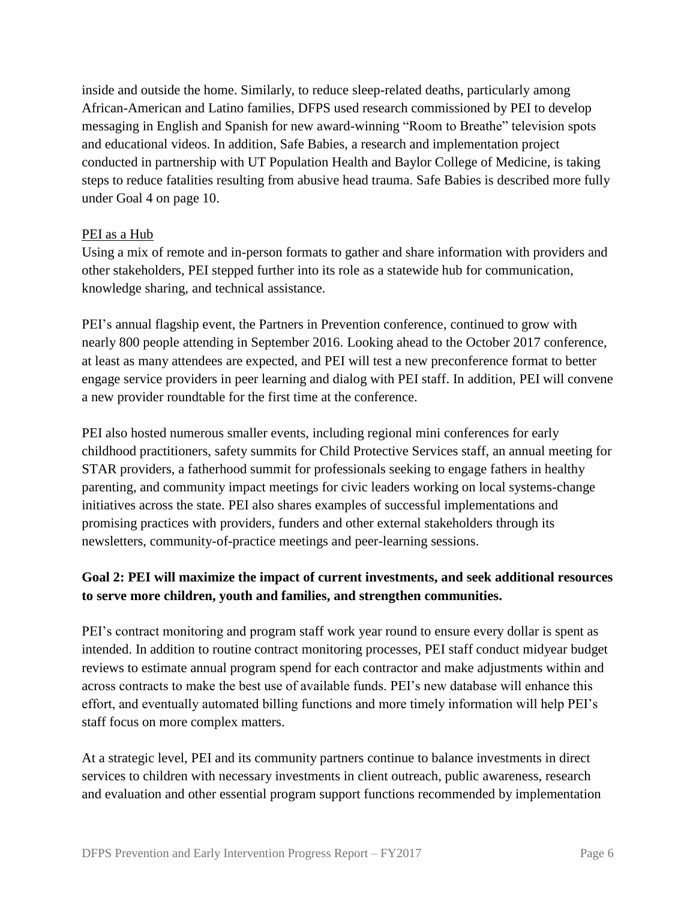inside and outside the home. Similarly, to reduce sleep-related deaths, particularly among African-American and Latino families, DFPS used research commissioned by PEI to develop messaging in English and Spanish for new award-winning "Room to Breathe" television spots and educational videos. In addition, Safe Babies, a research and implementation project conducted in partnership with UT Population Health and Baylor College of Medicine, is taking steps to reduce fatalities resulting from abusive head trauma. Safe Babies is described more fully under Goal 4 on page 10.

PEI as a Hub

Using a mix of remote and in-person formats to gather and share information with providers and other stakeholders, PEI stepped further into its role as a statewide hub for communication, knowledge sharing, and technical assistance.

PEI's annual flagship event, the Partners in Prevention conference, continued to grow with nearly 800 people attending in September 2016. Looking ahead to the October 2017 conference, at least as many attendees are expected, and PEI will test a new preconference format to better engage service providers in peer learning and dialog with PEI staff. In addition, PEI will convene a new provider roundtable for the first time at the conference.

PEI also hosted numerous smaller events, including regional mini conferences for early childhood practitioners, safety summits for Child Protective Services staff, an annual meeting for STAR providers, a fatherhood summit for professionals seeking to engage fathers in healthy parenting, and community impact meetings for civic leaders working on local systems-change initiatives across the state. PEI also shares examples of successful implementations and promising practices with providers, funders and other external stakeholders through its newsletters, community-of-practice meetings and peer-learning sessions.

**Goal 2: PEI will maximize the impact of current investments, and seek additional resources to serve more children, youth and families, and strengthen communities.**

PEI's contract monitoring and program staff work year round to ensure every dollar is spent as intended. In addition to routine contract monitoring processes, PEI staff conduct midyear budget reviews to estimate annual program spend for each contractor and make adjustments within and across contracts to make the best use of available funds. PEI's new database will enhance this effort, and eventually automated billing functions and more timely information will help PEI's staff focus on more complex matters.

At a strategic level, PEI and its community partners continue to balance investments in direct services to children with necessary investments in client outreach, public awareness, research and evaluation and other essential program support functions recommended by implementation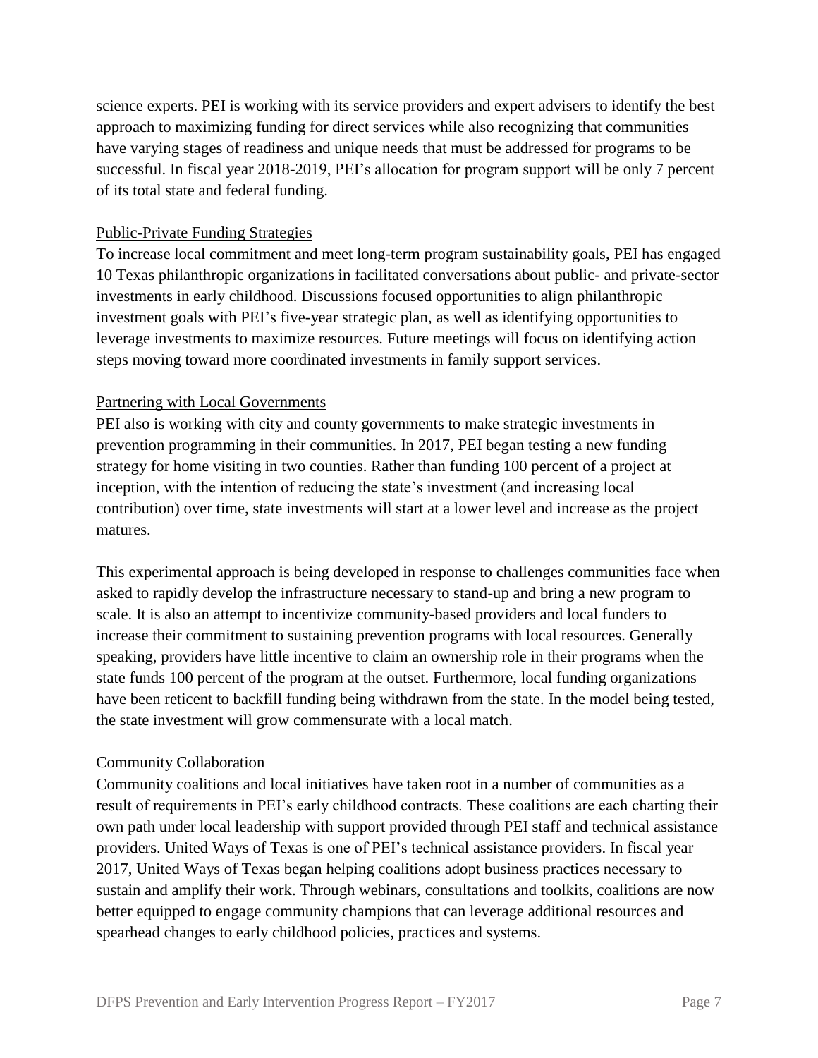science experts. PEI is working with its service providers and expert advisers to identify the best approach to maximizing funding for direct services while also recognizing that communities have varying stages of readiness and unique needs that must be addressed for programs to be successful. In fiscal year 2018-2019, PEI's allocation for program support will be only 7 percent of its total state and federal funding.

### Public-Private Funding Strategies

To increase local commitment and meet long-term program sustainability goals, PEI has engaged 10 Texas philanthropic organizations in facilitated conversations about public- and private-sector investments in early childhood. Discussions focused opportunities to align philanthropic investment goals with PEI's five-year strategic plan, as well as identifying opportunities to leverage investments to maximize resources. Future meetings will focus on identifying action steps moving toward more coordinated investments in family support services.

### Partnering with Local Governments

PEI also is working with city and county governments to make strategic investments in prevention programming in their communities. In 2017, PEI began testing a new funding strategy for home visiting in two counties. Rather than funding 100 percent of a project at inception, with the intention of reducing the state's investment (and increasing local contribution) over time, state investments will start at a lower level and increase as the project matures.

This experimental approach is being developed in response to challenges communities face when asked to rapidly develop the infrastructure necessary to stand-up and bring a new program to scale. It is also an attempt to incentivize community-based providers and local funders to increase their commitment to sustaining prevention programs with local resources. Generally speaking, providers have little incentive to claim an ownership role in their programs when the state funds 100 percent of the program at the outset. Furthermore, local funding organizations have been reticent to backfill funding being withdrawn from the state. In the model being tested, the state investment will grow commensurate with a local match.

### Community Collaboration

Community coalitions and local initiatives have taken root in a number of communities as a result of requirements in PEI's early childhood contracts. These coalitions are each charting their own path under local leadership with support provided through PEI staff and technical assistance providers. United Ways of Texas is one of PEI's technical assistance providers. In fiscal year 2017, United Ways of Texas began helping coalitions adopt business practices necessary to sustain and amplify their work. Through webinars, consultations and toolkits, coalitions are now better equipped to engage community champions that can leverage additional resources and spearhead changes to early childhood policies, practices and systems.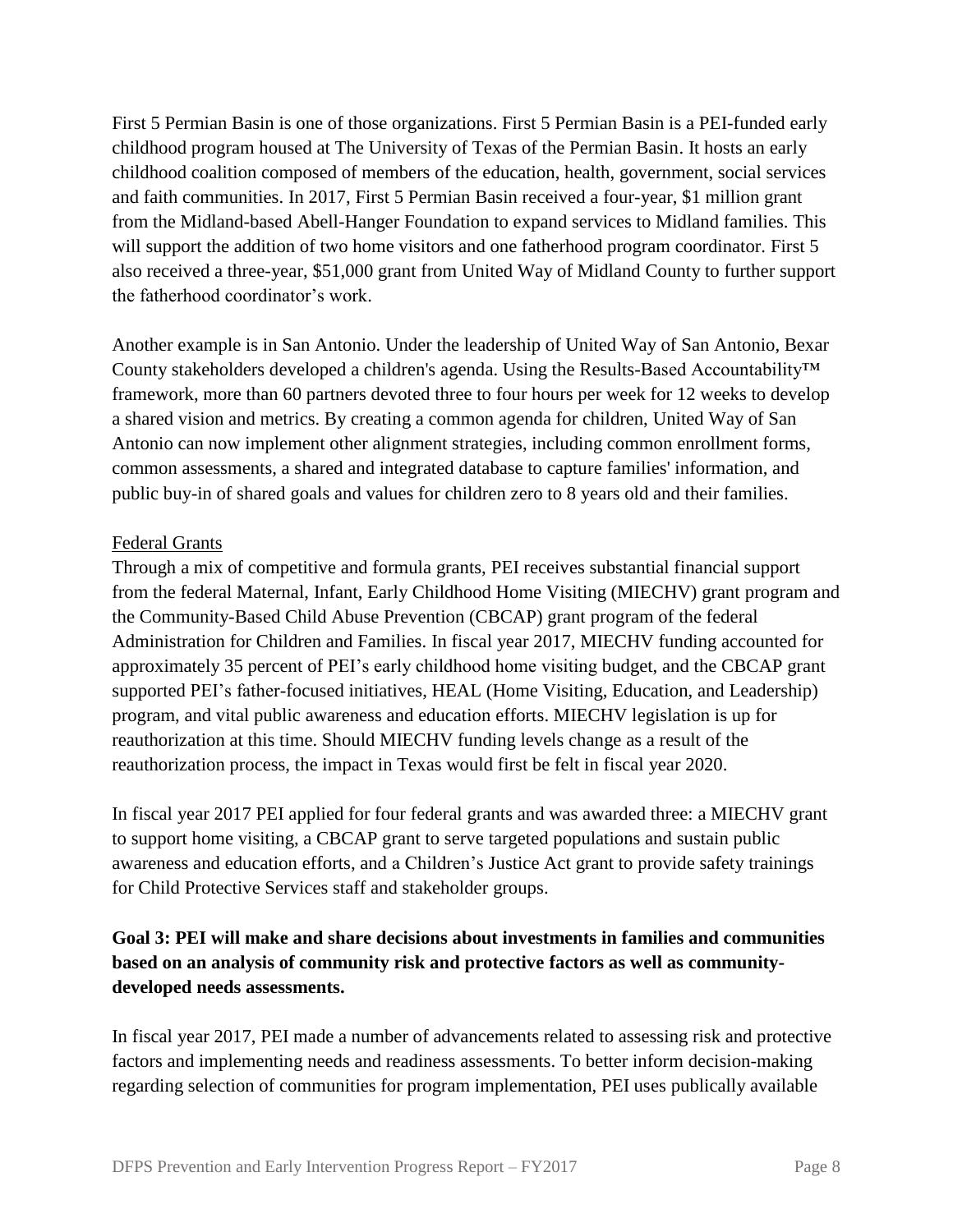First 5 Permian Basin is one of those organizations. First 5 Permian Basin is a PEI-funded early childhood program housed at The University of Texas of the Permian Basin. It hosts an early childhood coalition composed of members of the education, health, government, social services and faith communities. In 2017, First 5 Permian Basin received a four-year, $1 million grant from the Midland-based Abell-Hanger Foundation to expand services to Midland families. This will support the addition of two home visitors and one fatherhood program coordinator. First 5 also received a three-year, $51,000 grant from United Way of Midland County to further support the fatherhood coordinator's work.

Another example is in San Antonio. Under the leadership of United Way of San Antonio, Bexar County stakeholders developed a children's agenda. Using the Results-Based Accountability™ framework, more than 60 partners devoted three to four hours per week for 12 weeks to develop a shared vision and metrics. By creating a common agenda for children, United Way of San Antonio can now implement other alignment strategies, including common enrollment forms, common assessments, a shared and integrated database to capture families' information, and public buy-in of shared goals and values for children zero to 8 years old and their families.

Federal Grants

Through a mix of competitive and formula grants, PEI receives substantial financial support from the federal Maternal, Infant, Early Childhood Home Visiting (MIECHV) grant program and the Community-Based Child Abuse Prevention (CBCAP) grant program of the federal Administration for Children and Families. In fiscal year 2017, MIECHV funding accounted for approximately 35 percent of PEI's early childhood home visiting budget, and the CBCAP grant supported PEI's father-focused initiatives, HEAL (Home Visiting, Education, and Leadership) program, and vital public awareness and education efforts. MIECHV legislation is up for reauthorization at this time. Should MIECHV funding levels change as a result of the reauthorization process, the impact in Texas would first be felt in fiscal year 2020.

In fiscal year 2017 PEI applied for four federal grants and was awarded three: a MIECHV grant to support home visiting, a CBCAP grant to serve targeted populations and sustain public awareness and education efforts, and a Children's Justice Act grant to provide safety trainings for Child Protective Services staff and stakeholder groups.

**Goal 3: PEI will make and share decisions about investments in families and communities based on an analysis of community risk and protective factors as well as community-developed needs assessments.**

In fiscal year 2017, PEI made a number of advancements related to assessing risk and protective factors and implementing needs and readiness assessments. To better inform decision-making regarding selection of communities for program implementation, PEI uses publically available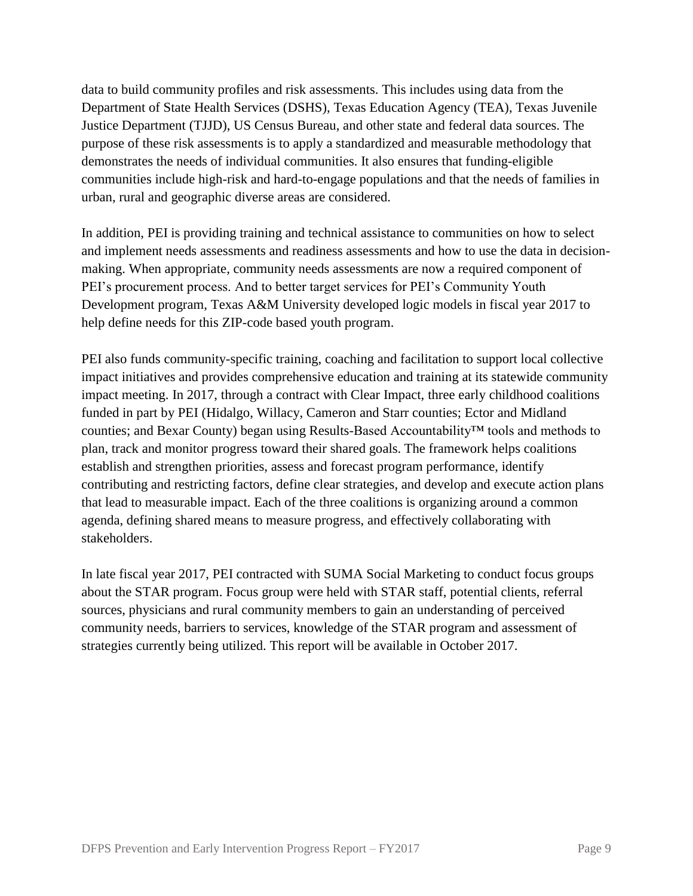data to build community profiles and risk assessments. This includes using data from the Department of State Health Services (DSHS), Texas Education Agency (TEA), Texas Juvenile Justice Department (TJJD), US Census Bureau, and other state and federal data sources. The purpose of these risk assessments is to apply a standardized and measurable methodology that demonstrates the needs of individual communities. It also ensures that funding-eligible communities include high-risk and hard-to-engage populations and that the needs of families in urban, rural and geographic diverse areas are considered.

In addition, PEI is providing training and technical assistance to communities on how to select and implement needs assessments and readiness assessments and how to use the data in decision-making. When appropriate, community needs assessments are now a required component of PEI's procurement process. And to better target services for PEI's Community Youth Development program, Texas A&M University developed logic models in fiscal year 2017 to help define needs for this ZIP-code based youth program.

PEI also funds community-specific training, coaching and facilitation to support local collective impact initiatives and provides comprehensive education and training at its statewide community impact meeting. In 2017, through a contract with Clear Impact, three early childhood coalitions funded in part by PEI (Hidalgo, Willacy, Cameron and Starr counties; Ector and Midland counties; and Bexar County) began using Results-Based Accountability™ tools and methods to plan, track and monitor progress toward their shared goals. The framework helps coalitions establish and strengthen priorities, assess and forecast program performance, identify contributing and restricting factors, define clear strategies, and develop and execute action plans that lead to measurable impact. Each of the three coalitions is organizing around a common agenda, defining shared means to measure progress, and effectively collaborating with stakeholders.

In late fiscal year 2017, PEI contracted with SUMA Social Marketing to conduct focus groups about the STAR program. Focus group were held with STAR staff, potential clients, referral sources, physicians and rural community members to gain an understanding of perceived community needs, barriers to services, knowledge of the STAR program and assessment of strategies currently being utilized. This report will be available in October 2017.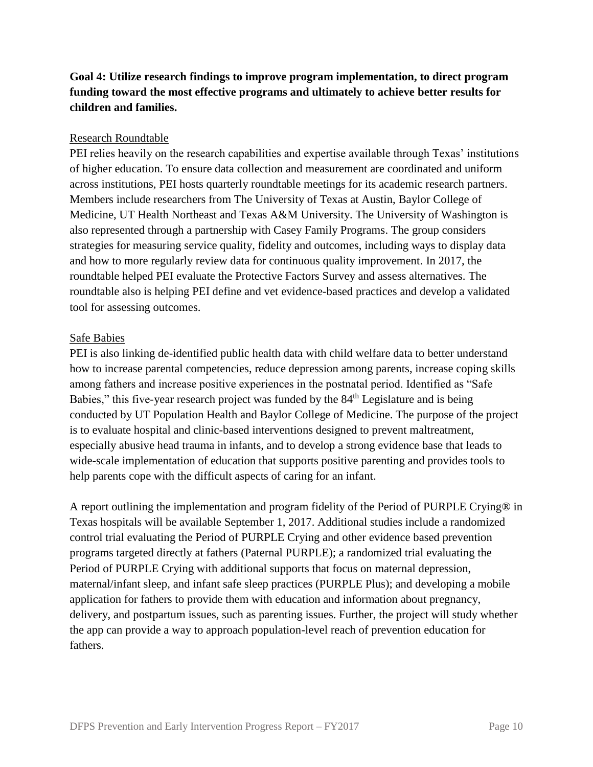**Goal 4: Utilize research findings to improve program implementation, to direct program funding toward the most effective programs and ultimately to achieve better results for children and families.**

Research Roundtable

PEI relies heavily on the research capabilities and expertise available through Texas' institutions of higher education. To ensure data collection and measurement are coordinated and uniform across institutions, PEI hosts quarterly roundtable meetings for its academic research partners. Members include researchers from The University of Texas at Austin, Baylor College of Medicine, UT Health Northeast and Texas A&M University. The University of Washington is also represented through a partnership with Casey Family Programs. The group considers strategies for measuring service quality, fidelity and outcomes, including ways to display data and how to more regularly review data for continuous quality improvement. In 2017, the roundtable helped PEI evaluate the Protective Factors Survey and assess alternatives. The roundtable also is helping PEI define and vet evidence-based practices and develop a validated tool for assessing outcomes.

Safe Babies

PEI is also linking de-identified public health data with child welfare data to better understand how to increase parental competencies, reduce depression among parents, increase coping skills among fathers and increase positive experiences in the postnatal period. Identified as "Safe Babies," this five-year research project was funded by the 84th Legislature and is being conducted by UT Population Health and Baylor College of Medicine. The purpose of the project is to evaluate hospital and clinic-based interventions designed to prevent maltreatment, especially abusive head trauma in infants, and to develop a strong evidence base that leads to wide-scale implementation of education that supports positive parenting and provides tools to help parents cope with the difficult aspects of caring for an infant.

A report outlining the implementation and program fidelity of the Period of PURPLE Crying® in Texas hospitals will be available September 1, 2017. Additional studies include a randomized control trial evaluating the Period of PURPLE Crying and other evidence based prevention programs targeted directly at fathers (Paternal PURPLE); a randomized trial evaluating the Period of PURPLE Crying with additional supports that focus on maternal depression, maternal/infant sleep, and infant safe sleep practices (PURPLE Plus); and developing a mobile application for fathers to provide them with education and information about pregnancy, delivery, and postpartum issues, such as parenting issues. Further, the project will study whether the app can provide a way to approach population-level reach of prevention education for fathers.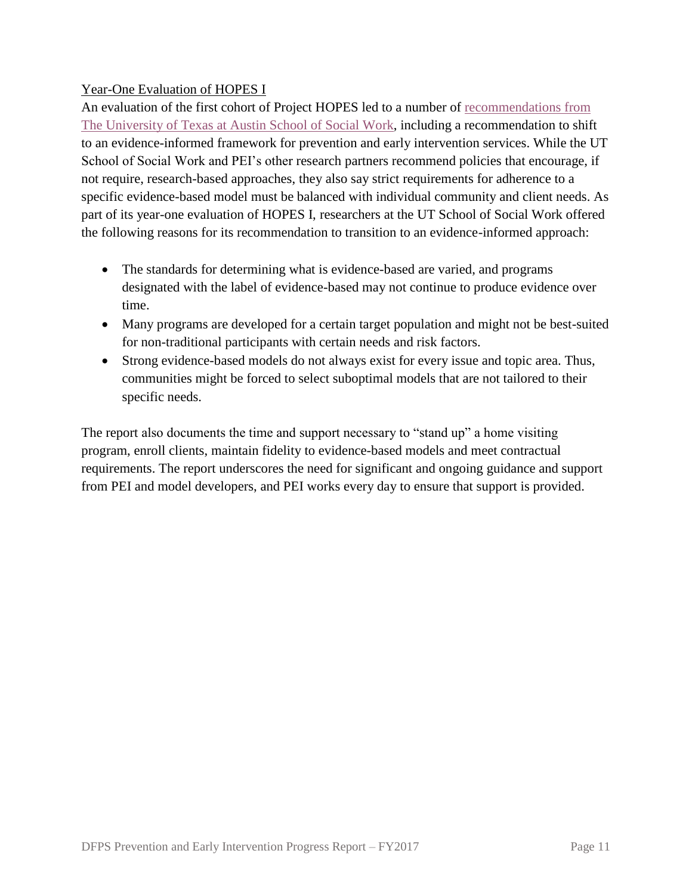## Year-One Evaluation of HOPES I

An evaluation of the first cohort of Project HOPES led to a number of recommendations from The University of Texas at Austin School of Social Work, including a recommendation to shift to an evidence-informed framework for prevention and early intervention services. While the UT School of Social Work and PEI's other research partners recommend policies that encourage, if not require, research-based approaches, they also say strict requirements for adherence to a specific evidence-based model must be balanced with individual community and client needs. As part of its year-one evaluation of HOPES I, researchers at the UT School of Social Work offered the following reasons for its recommendation to transition to an evidence-informed approach:

- The standards for determining what is evidence-based are varied, and programs designated with the label of evidence-based may not continue to produce evidence over time.
- Many programs are developed for a certain target population and might not be best-suited for non-traditional participants with certain needs and risk factors.
- Strong evidence-based models do not always exist for every issue and topic area. Thus, communities might be forced to select suboptimal models that are not tailored to their specific needs.

The report also documents the time and support necessary to "stand up" a home visiting program, enroll clients, maintain fidelity to evidence-based models and meet contractual requirements. The report underscores the need for significant and ongoing guidance and support from PEI and model developers, and PEI works every day to ensure that support is provided.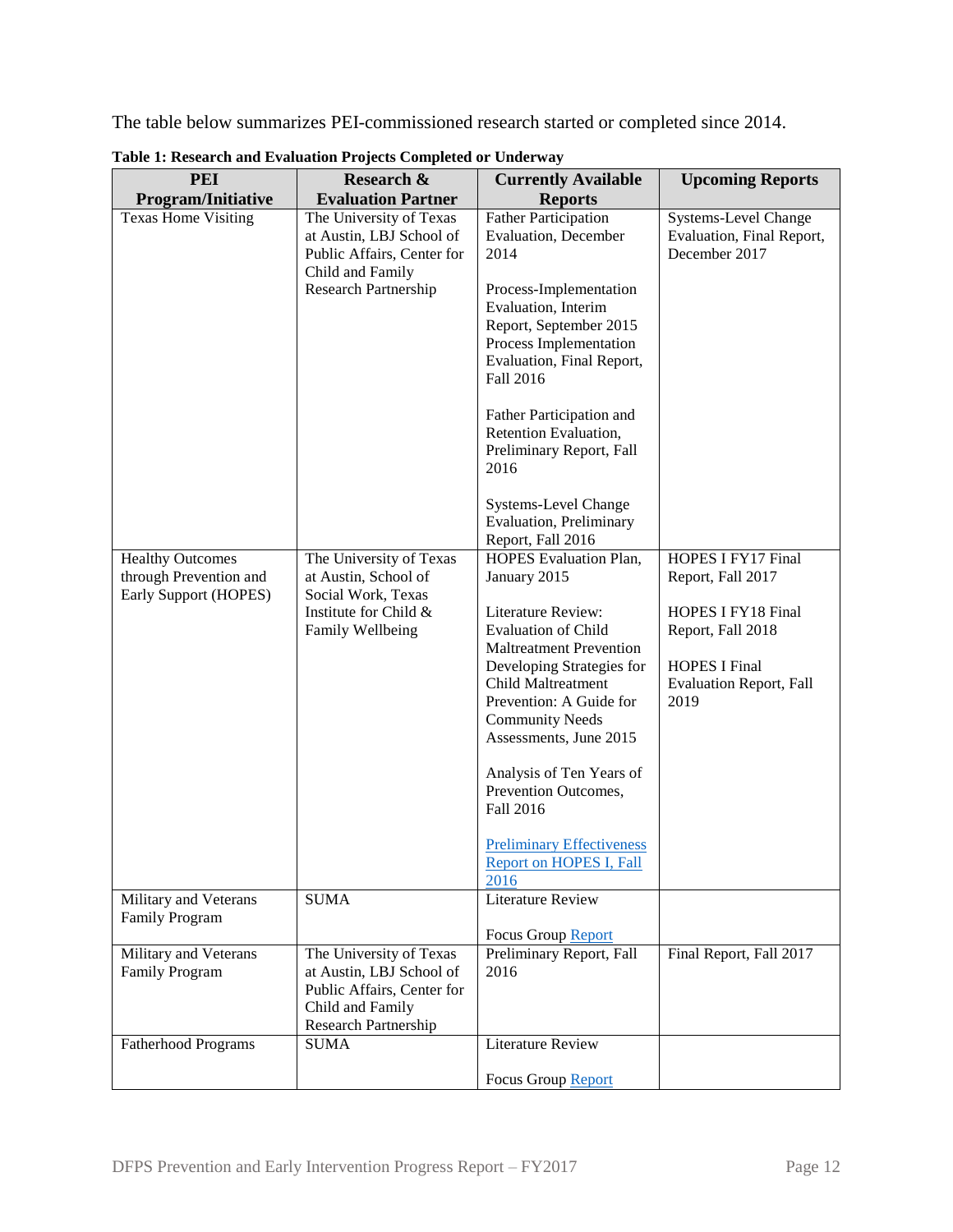The table below summarizes PEI-commissioned research started or completed since 2014.

**Table 1: Research and Evaluation Projects Completed or Underway**

| PEI Program/Initiative | Research & Evaluation Partner | Currently Available Reports | Upcoming Reports |
|---|---|---|---|
| Texas Home Visiting | The University of Texas at Austin, LBJ School of Public Affairs, Center for Child and Family Research Partnership | Father Participation Evaluation, December 2014<br><br>Process-Implementation Evaluation, Interim Report, September 2015<br>Process Implementation Evaluation, Final Report, Fall 2016<br><br>Father Participation and Retention Evaluation, Preliminary Report, Fall 2016<br><br>Systems-Level Change Evaluation, Preliminary Report, Fall 2016 | Systems-Level Change Evaluation, Final Report, December 2017 |
| Healthy Outcomes through Prevention and Early Support (HOPES) | The University of Texas at Austin, School of Social Work, Texas Institute for Child & Family Wellbeing | HOPES Evaluation Plan, January 2015<br><br>Literature Review: Evaluation of Child Maltreatment Prevention<br>Developing Strategies for Child Maltreatment Prevention: A Guide for Community Needs Assessments, June 2015<br><br>Analysis of Ten Years of Prevention Outcomes, Fall 2016<br><br>Preliminary Effectiveness Report on HOPES I, Fall 2016 | HOPES I FY17 Final Report, Fall 2017<br><br>HOPES I FY18 Final Report, Fall 2018<br><br>HOPES I Final Evaluation Report, Fall 2019 |
| Military and Veterans Family Program | SUMA | Literature Review<br><br>Focus Group Report | |
| Military and Veterans Family Program | The University of Texas at Austin, LBJ School of Public Affairs, Center for Child and Family Research Partnership | Preliminary Report, Fall 2016 | Final Report, Fall 2017 |
| Fatherhood Programs | SUMA | Literature Review<br><br>Focus Group Report | |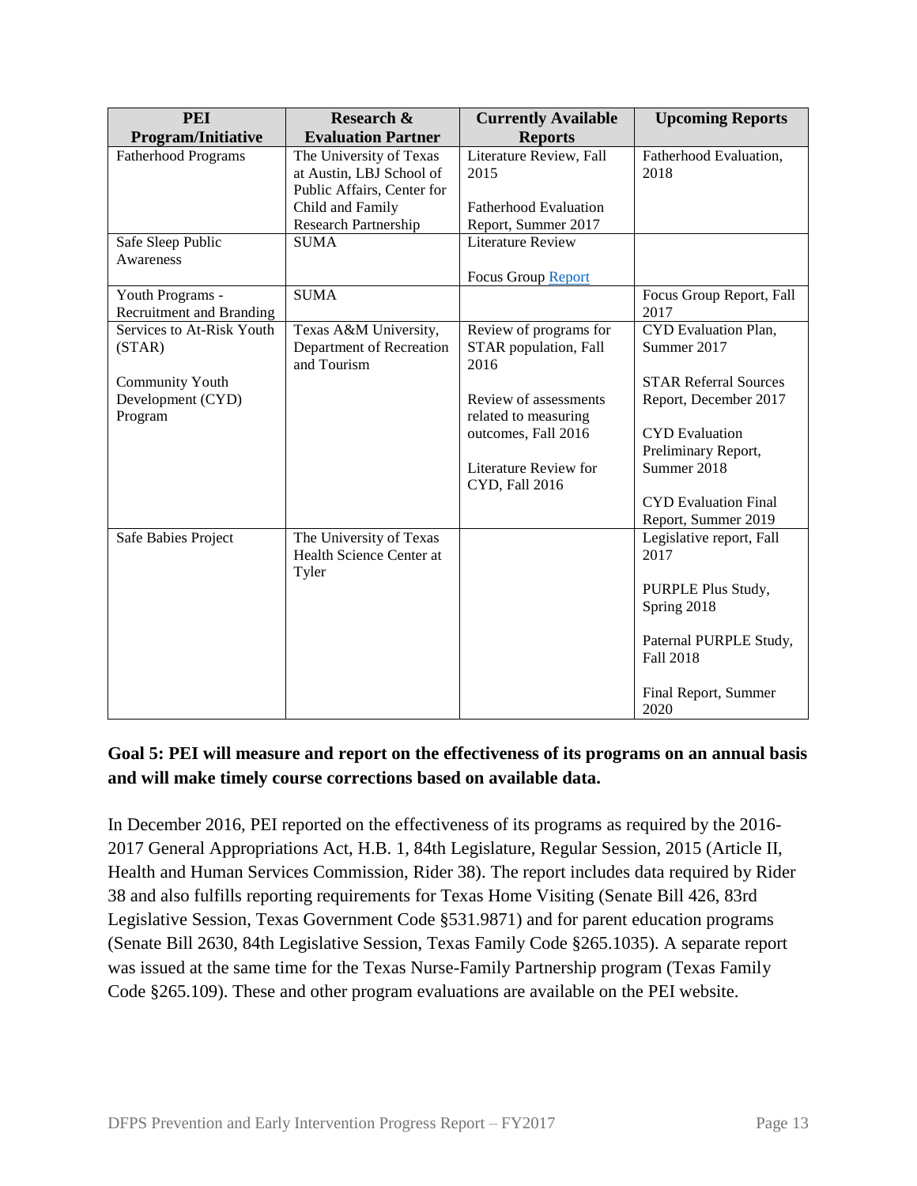| PEI Program/Initiative | Research & Evaluation Partner | Currently Available Reports | Upcoming Reports |
|---|---|---|---|
| Fatherhood Programs | The University of Texas at Austin, LBJ School of Public Affairs, Center for Child and Family Research Partnership | Literature Review, Fall 2015<br><br>Fatherhood Evaluation Report, Summer 2017 | Fatherhood Evaluation, 2018 |
| Safe Sleep Public Awareness | SUMA | Literature Review<br><br>Focus Group Report | |
| Youth Programs - Recruitment and Branding | SUMA | | Focus Group Report, Fall 2017 |
| Services to At-Risk Youth (STAR)<br><br>Community Youth Development (CYD) Program | Texas A&M University, Department of Recreation and Tourism | Review of programs for STAR population, Fall 2016<br><br>Review of assessments related to measuring outcomes, Fall 2016<br><br>Literature Review for CYD, Fall 2016 | CYD Evaluation Plan, Summer 2017<br><br>STAR Referral Sources Report, December 2017<br><br>CYD Evaluation Preliminary Report, Summer 2018<br><br>CYD Evaluation Final Report, Summer 2019 |
| Safe Babies Project | The University of Texas Health Science Center at Tyler | | Legislative report, Fall 2017<br><br>PURPLE Plus Study, Spring 2018<br><br>Paternal PURPLE Study, Fall 2018<br><br>Final Report, Summer 2020 |

**Goal 5: PEI will measure and report on the effectiveness of its programs on an annual basis and will make timely course corrections based on available data.**

In December 2016, PEI reported on the effectiveness of its programs as required by the 2016-2017 General Appropriations Act, H.B. 1, 84th Legislature, Regular Session, 2015 (Article II, Health and Human Services Commission, Rider 38). The report includes data required by Rider 38 and also fulfills reporting requirements for Texas Home Visiting (Senate Bill 426, 83rd Legislative Session, Texas Government Code §531.9871) and for parent education programs (Senate Bill 2630, 84th Legislative Session, Texas Family Code §265.1035). A separate report was issued at the same time for the Texas Nurse-Family Partnership program (Texas Family Code §265.109). These and other program evaluations are available on the PEI website.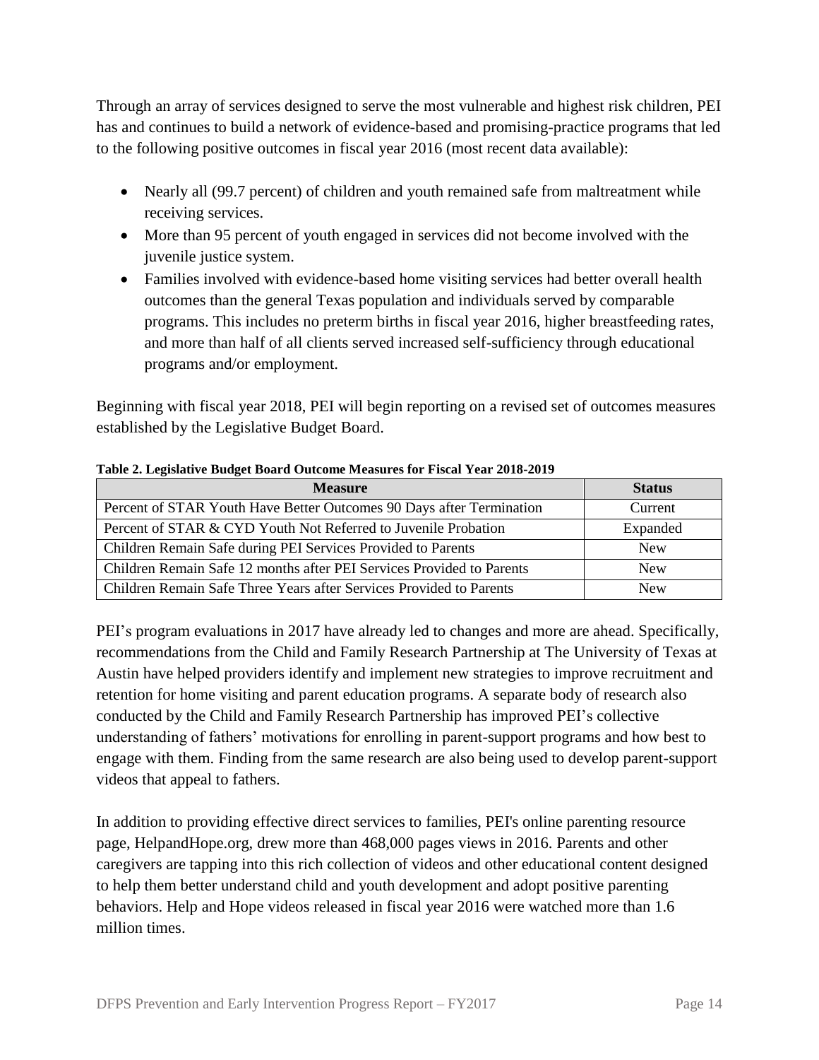Through an array of services designed to serve the most vulnerable and highest risk children, PEI has and continues to build a network of evidence-based and promising-practice programs that led to the following positive outcomes in fiscal year 2016 (most recent data available):

- Nearly all (99.7 percent) of children and youth remained safe from maltreatment while receiving services.
- More than 95 percent of youth engaged in services did not become involved with the juvenile justice system.
- Families involved with evidence-based home visiting services had better overall health outcomes than the general Texas population and individuals served by comparable programs. This includes no preterm births in fiscal year 2016, higher breastfeeding rates, and more than half of all clients served increased self-sufficiency through educational programs and/or employment.

Beginning with fiscal year 2018, PEI will begin reporting on a revised set of outcomes measures established by the Legislative Budget Board.

**Table 2. Legislative Budget Board Outcome Measures for Fiscal Year 2018-2019**

| Measure | Status |
|---|---|
| Percent of STAR Youth Have Better Outcomes 90 Days after Termination | Current |
| Percent of STAR & CYD Youth Not Referred to Juvenile Probation | Expanded |
| Children Remain Safe during PEI Services Provided to Parents | New |
| Children Remain Safe 12 months after PEI Services Provided to Parents | New |
| Children Remain Safe Three Years after Services Provided to Parents | New |

PEI's program evaluations in 2017 have already led to changes and more are ahead. Specifically, recommendations from the Child and Family Research Partnership at The University of Texas at Austin have helped providers identify and implement new strategies to improve recruitment and retention for home visiting and parent education programs. A separate body of research also conducted by the Child and Family Research Partnership has improved PEI's collective understanding of fathers' motivations for enrolling in parent-support programs and how best to engage with them. Finding from the same research are also being used to develop parent-support videos that appeal to fathers.

In addition to providing effective direct services to families, PEI's online parenting resource page, HelpandHope.org, drew more than 468,000 pages views in 2016. Parents and other caregivers are tapping into this rich collection of videos and other educational content designed to help them better understand child and youth development and adopt positive parenting behaviors. Help and Hope videos released in fiscal year 2016 were watched more than 1.6 million times.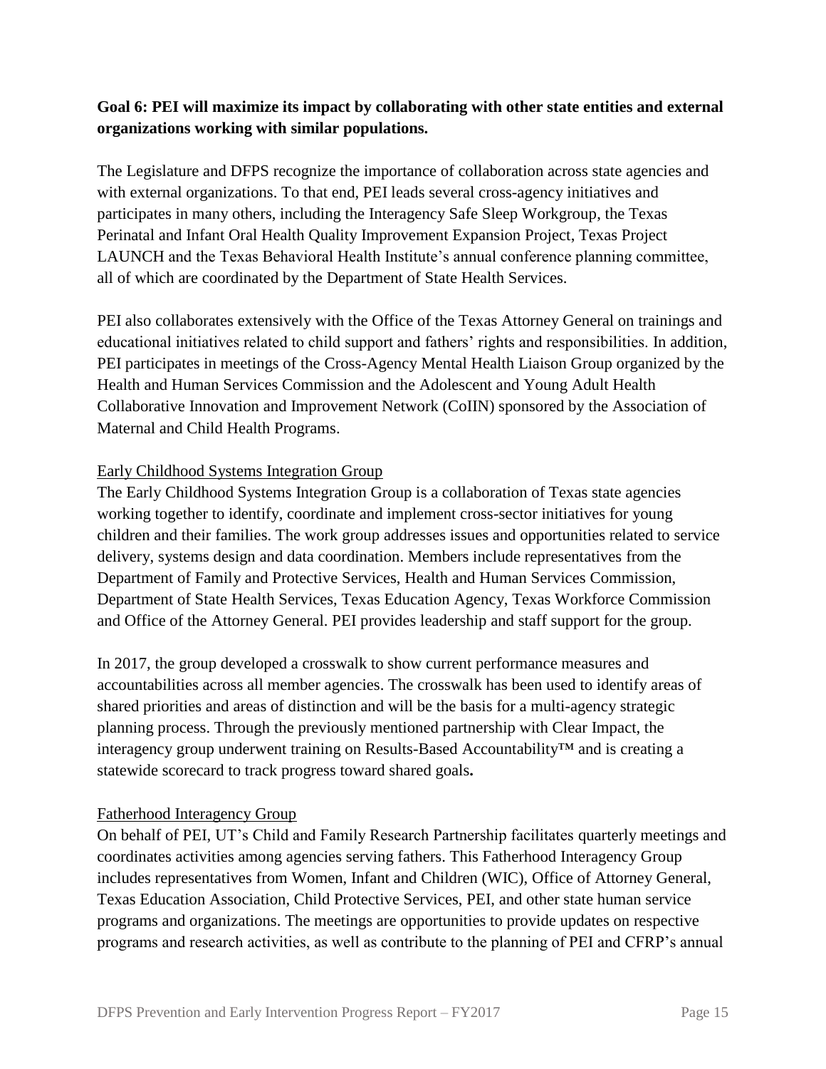**Goal 6: PEI will maximize its impact by collaborating with other state entities and external organizations working with similar populations.**

The Legislature and DFPS recognize the importance of collaboration across state agencies and with external organizations. To that end, PEI leads several cross-agency initiatives and participates in many others, including the Interagency Safe Sleep Workgroup, the Texas Perinatal and Infant Oral Health Quality Improvement Expansion Project, Texas Project LAUNCH and the Texas Behavioral Health Institute's annual conference planning committee, all of which are coordinated by the Department of State Health Services.

PEI also collaborates extensively with the Office of the Texas Attorney General on trainings and educational initiatives related to child support and fathers' rights and responsibilities. In addition, PEI participates in meetings of the Cross-Agency Mental Health Liaison Group organized by the Health and Human Services Commission and the Adolescent and Young Adult Health Collaborative Innovation and Improvement Network (CoIIN) sponsored by the Association of Maternal and Child Health Programs.

<u>Early Childhood Systems Integration Group</u>

The Early Childhood Systems Integration Group is a collaboration of Texas state agencies working together to identify, coordinate and implement cross-sector initiatives for young children and their families. The work group addresses issues and opportunities related to service delivery, systems design and data coordination. Members include representatives from the Department of Family and Protective Services, Health and Human Services Commission, Department of State Health Services, Texas Education Agency, Texas Workforce Commission and Office of the Attorney General. PEI provides leadership and staff support for the group.

In 2017, the group developed a crosswalk to show current performance measures and accountabilities across all member agencies. The crosswalk has been used to identify areas of shared priorities and areas of distinction and will be the basis for a multi-agency strategic planning process. Through the previously mentioned partnership with Clear Impact, the interagency group underwent training on Results-Based Accountability™ and is creating a statewide scorecard to track progress toward shared goals**.**

<u>Fatherhood Interagency Group</u>

On behalf of PEI, UT's Child and Family Research Partnership facilitates quarterly meetings and coordinates activities among agencies serving fathers. This Fatherhood Interagency Group includes representatives from Women, Infant and Children (WIC), Office of Attorney General, Texas Education Association, Child Protective Services, PEI, and other state human service programs and organizations. The meetings are opportunities to provide updates on respective programs and research activities, as well as contribute to the planning of PEI and CFRP's annual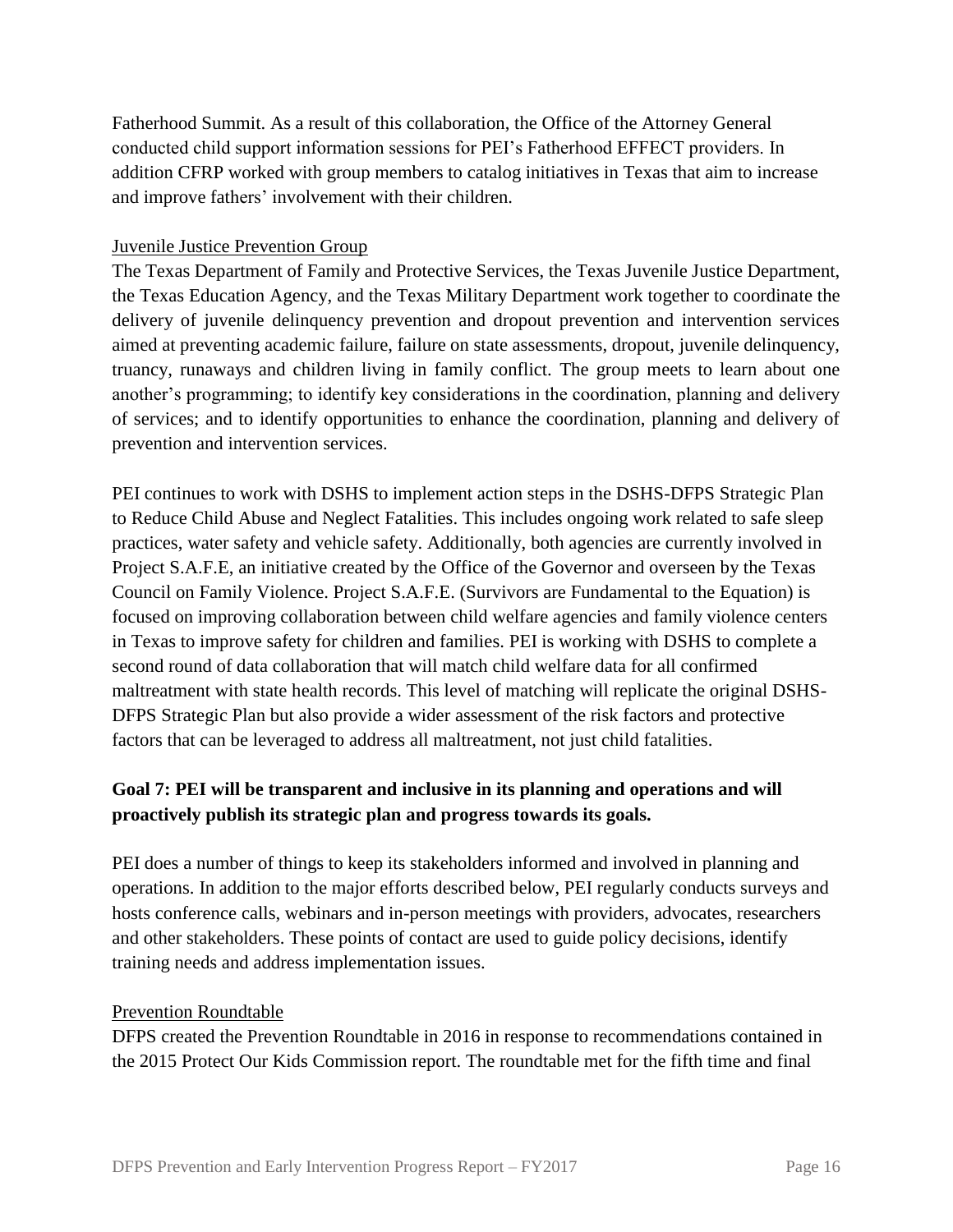Fatherhood Summit. As a result of this collaboration, the Office of the Attorney General conducted child support information sessions for PEI's Fatherhood EFFECT providers. In addition CFRP worked with group members to catalog initiatives in Texas that aim to increase and improve fathers' involvement with their children.

Juvenile Justice Prevention Group

The Texas Department of Family and Protective Services, the Texas Juvenile Justice Department, the Texas Education Agency, and the Texas Military Department work together to coordinate the delivery of juvenile delinquency prevention and dropout prevention and intervention services aimed at preventing academic failure, failure on state assessments, dropout, juvenile delinquency, truancy, runaways and children living in family conflict. The group meets to learn about one another's programming; to identify key considerations in the coordination, planning and delivery of services; and to identify opportunities to enhance the coordination, planning and delivery of prevention and intervention services.

PEI continues to work with DSHS to implement action steps in the DSHS-DFPS Strategic Plan to Reduce Child Abuse and Neglect Fatalities. This includes ongoing work related to safe sleep practices, water safety and vehicle safety. Additionally, both agencies are currently involved in Project S.A.F.E, an initiative created by the Office of the Governor and overseen by the Texas Council on Family Violence. Project S.A.F.E. (Survivors are Fundamental to the Equation) is focused on improving collaboration between child welfare agencies and family violence centers in Texas to improve safety for children and families. PEI is working with DSHS to complete a second round of data collaboration that will match child welfare data for all confirmed maltreatment with state health records. This level of matching will replicate the original DSHS-DFPS Strategic Plan but also provide a wider assessment of the risk factors and protective factors that can be leveraged to address all maltreatment, not just child fatalities.

**Goal 7: PEI will be transparent and inclusive in its planning and operations and will proactively publish its strategic plan and progress towards its goals.**

PEI does a number of things to keep its stakeholders informed and involved in planning and operations. In addition to the major efforts described below, PEI regularly conducts surveys and hosts conference calls, webinars and in-person meetings with providers, advocates, researchers and other stakeholders. These points of contact are used to guide policy decisions, identify training needs and address implementation issues.

Prevention Roundtable

DFPS created the Prevention Roundtable in 2016 in response to recommendations contained in the 2015 Protect Our Kids Commission report. The roundtable met for the fifth time and final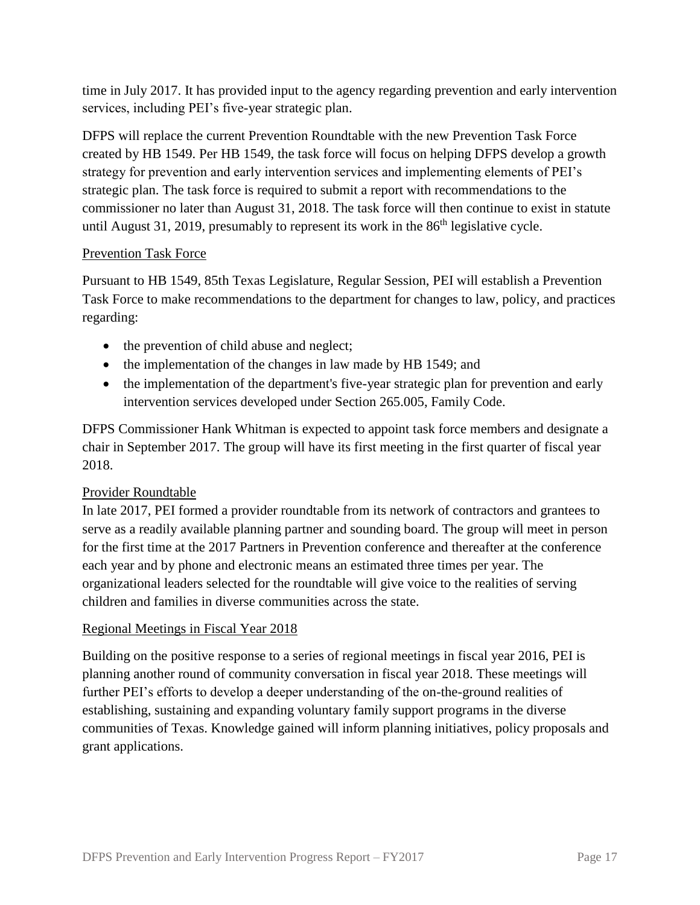time in July 2017. It has provided input to the agency regarding prevention and early intervention services, including PEI's five-year strategic plan.

DFPS will replace the current Prevention Roundtable with the new Prevention Task Force created by HB 1549. Per HB 1549, the task force will focus on helping DFPS develop a growth strategy for prevention and early intervention services and implementing elements of PEI's strategic plan. The task force is required to submit a report with recommendations to the commissioner no later than August 31, 2018. The task force will then continue to exist in statute until August 31, 2019, presumably to represent its work in the 86th legislative cycle.

<u>Prevention Task Force</u>

Pursuant to HB 1549, 85th Texas Legislature, Regular Session, PEI will establish a Prevention Task Force to make recommendations to the department for changes to law, policy, and practices regarding:

- the prevention of child abuse and neglect;
- the implementation of the changes in law made by HB 1549; and
- the implementation of the department's five-year strategic plan for prevention and early intervention services developed under Section 265.005, Family Code.

DFPS Commissioner Hank Whitman is expected to appoint task force members and designate a chair in September 2017. The group will have its first meeting in the first quarter of fiscal year 2018.

<u>Provider Roundtable</u>

In late 2017, PEI formed a provider roundtable from its network of contractors and grantees to serve as a readily available planning partner and sounding board. The group will meet in person for the first time at the 2017 Partners in Prevention conference and thereafter at the conference each year and by phone and electronic means an estimated three times per year. The organizational leaders selected for the roundtable will give voice to the realities of serving children and families in diverse communities across the state.

<u>Regional Meetings in Fiscal Year 2018</u>

Building on the positive response to a series of regional meetings in fiscal year 2016, PEI is planning another round of community conversation in fiscal year 2018. These meetings will further PEI's efforts to develop a deeper understanding of the on-the-ground realities of establishing, sustaining and expanding voluntary family support programs in the diverse communities of Texas. Knowledge gained will inform planning initiatives, policy proposals and grant applications.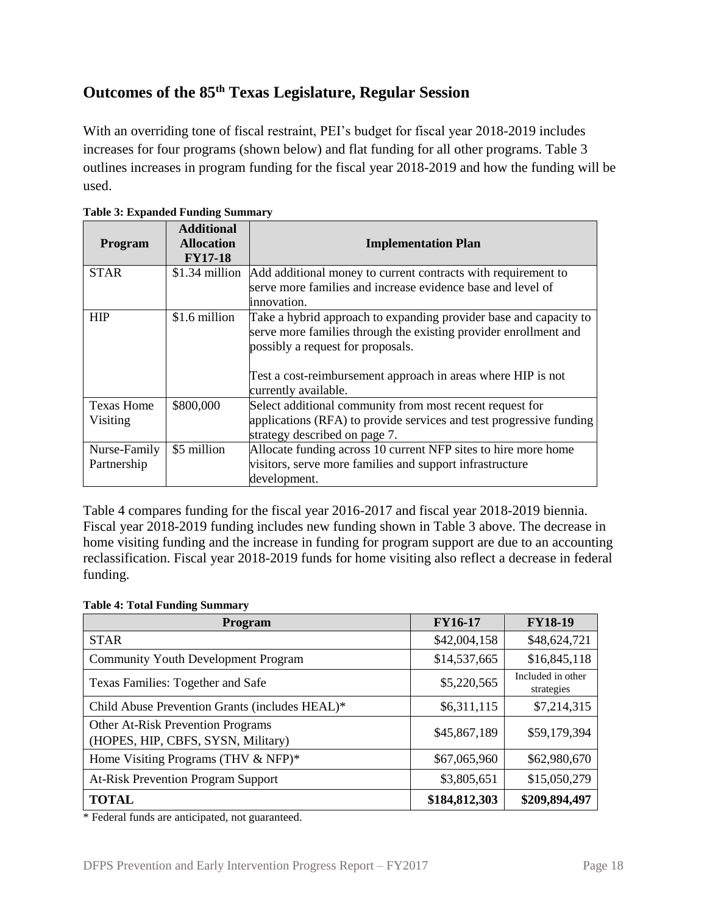## Outcomes of the 85th Texas Legislature, Regular Session

With an overriding tone of fiscal restraint, PEI's budget for fiscal year 2018-2019 includes increases for four programs (shown below) and flat funding for all other programs. Table 3 outlines increases in program funding for the fiscal year 2018-2019 and how the funding will be used.

**Table 3: Expanded Funding Summary**

| Program | Additional Allocation FY17-18 | Implementation Plan |
|---|---|---|
| STAR | $1.34 million | Add additional money to current contracts with requirement to serve more families and increase evidence base and level of innovation. |
| HIP | $1.6 million | Take a hybrid approach to expanding provider base and capacity to serve more families through the existing provider enrollment and possibly a request for proposals.<br><br>Test a cost-reimbursement approach in areas where HIP is not currently available. |
| Texas Home Visiting | $800,000 | Select additional community from most recent request for applications (RFA) to provide services and test progressive funding strategy described on page 7. |
| Nurse-Family Partnership | $5 million | Allocate funding across 10 current NFP sites to hire more home visitors, serve more families and support infrastructure development. |

Table 4 compares funding for the fiscal year 2016-2017 and fiscal year 2018-2019 biennia. Fiscal year 2018-2019 funding includes new funding shown in Table 3 above. The decrease in home visiting funding and the increase in funding for program support are due to an accounting reclassification. Fiscal year 2018-2019 funds for home visiting also reflect a decrease in federal funding.

**Table 4: Total Funding Summary**

| Program | FY16-17 | FY18-19 |
|---|---|---|
| STAR | $42,004,158 | $48,624,721 |
| Community Youth Development Program | $14,537,665 | $16,845,118 |
| Texas Families: Together and Safe | $5,220,565 | Included in other strategies |
| Child Abuse Prevention Grants (includes HEAL)* | $6,311,115 | $7,214,315 |
| Other At-Risk Prevention Programs (HOPES, HIP, CBFS, SYSN, Military) | $45,867,189 | $59,179,394 |
| Home Visiting Programs (THV & NFP)* | $67,065,960 | $62,980,670 |
| At-Risk Prevention Program Support | $3,805,651 | $15,050,279 |
| **TOTAL** | **$184,812,303** | **$209,894,497** |

* Federal funds are anticipated, not guaranteed.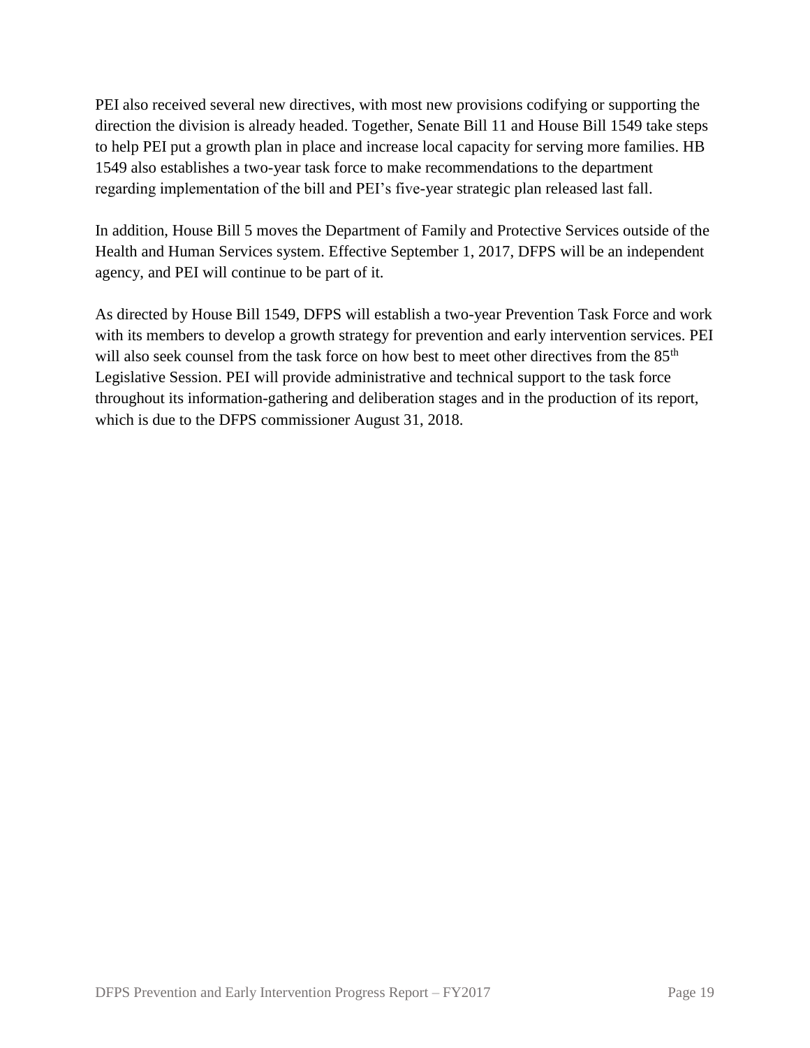PEI also received several new directives, with most new provisions codifying or supporting the direction the division is already headed. Together, Senate Bill 11 and House Bill 1549 take steps to help PEI put a growth plan in place and increase local capacity for serving more families. HB 1549 also establishes a two-year task force to make recommendations to the department regarding implementation of the bill and PEI's five-year strategic plan released last fall.

In addition, House Bill 5 moves the Department of Family and Protective Services outside of the Health and Human Services system. Effective September 1, 2017, DFPS will be an independent agency, and PEI will continue to be part of it.

As directed by House Bill 1549, DFPS will establish a two-year Prevention Task Force and work with its members to develop a growth strategy for prevention and early intervention services. PEI will also seek counsel from the task force on how best to meet other directives from the 85th Legislative Session. PEI will provide administrative and technical support to the task force throughout its information-gathering and deliberation stages and in the production of its report, which is due to the DFPS commissioner August 31, 2018.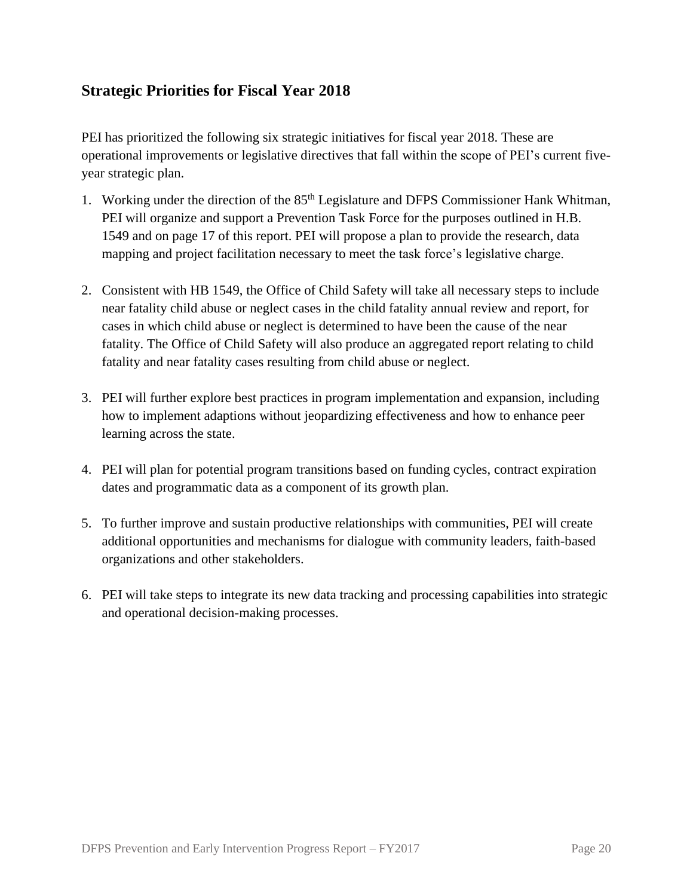## Strategic Priorities for Fiscal Year 2018

PEI has prioritized the following six strategic initiatives for fiscal year 2018. These are operational improvements or legislative directives that fall within the scope of PEI's current five-year strategic plan.

1. Working under the direction of the 85th Legislature and DFPS Commissioner Hank Whitman, PEI will organize and support a Prevention Task Force for the purposes outlined in H.B. 1549 and on page 17 of this report. PEI will propose a plan to provide the research, data mapping and project facilitation necessary to meet the task force's legislative charge.

2. Consistent with HB 1549, the Office of Child Safety will take all necessary steps to include near fatality child abuse or neglect cases in the child fatality annual review and report, for cases in which child abuse or neglect is determined to have been the cause of the near fatality. The Office of Child Safety will also produce an aggregated report relating to child fatality and near fatality cases resulting from child abuse or neglect.

3. PEI will further explore best practices in program implementation and expansion, including how to implement adaptions without jeopardizing effectiveness and how to enhance peer learning across the state.

4. PEI will plan for potential program transitions based on funding cycles, contract expiration dates and programmatic data as a component of its growth plan.

5. To further improve and sustain productive relationships with communities, PEI will create additional opportunities and mechanisms for dialogue with community leaders, faith-based organizations and other stakeholders.

6. PEI will take steps to integrate its new data tracking and processing capabilities into strategic and operational decision-making processes.